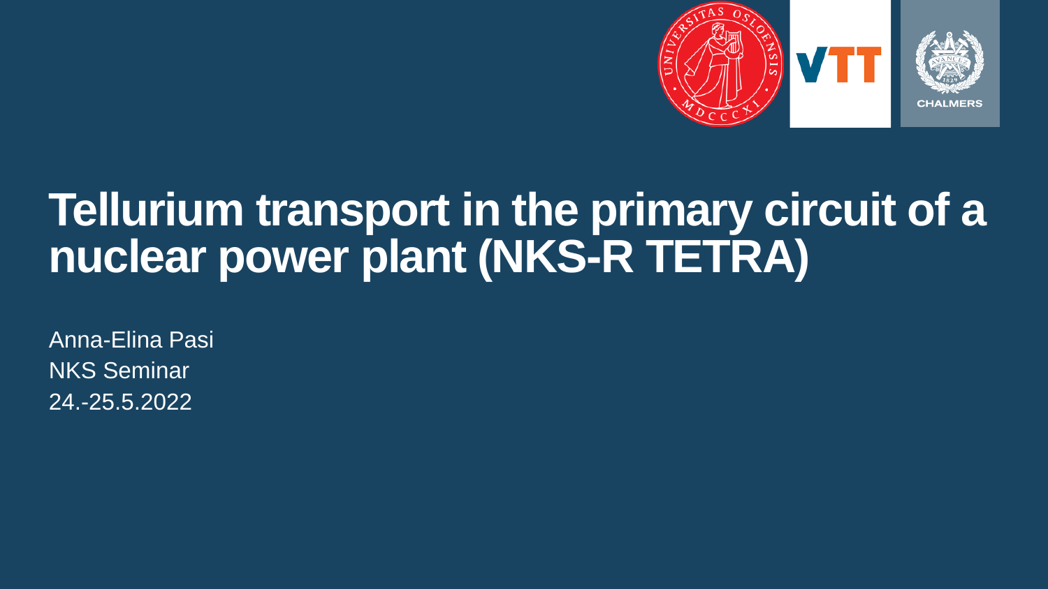# Tellurium transport in the primary circuit of a nuclear power plant (NKS-R TETRA)

Anna-Elina Pasi
NKS Seminar
24.-25.5.2022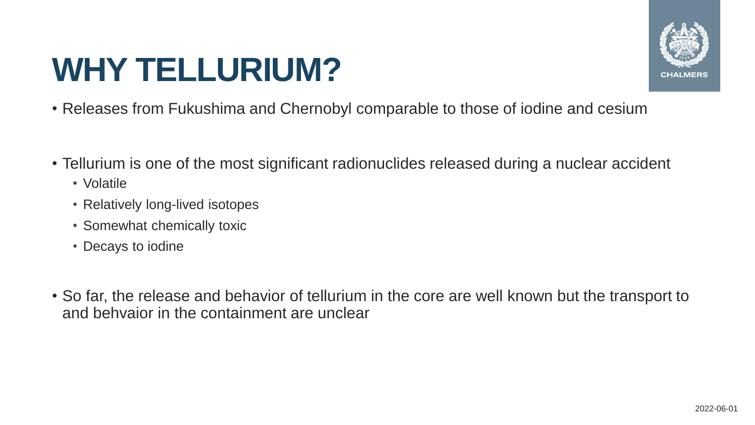# WHY TELLURIUM?

- Releases from Fukushima and Chernobyl comparable to those of iodine and cesium

- Tellurium is one of the most significant radionuclides released during a nuclear accident
  - Volatile
  - Relatively long-lived isotopes
  - Somewhat chemically toxic
  - Decays to iodine

- So far, the release and behavior of tellurium in the core are well known but the transport to and behvaior in the containment are unclear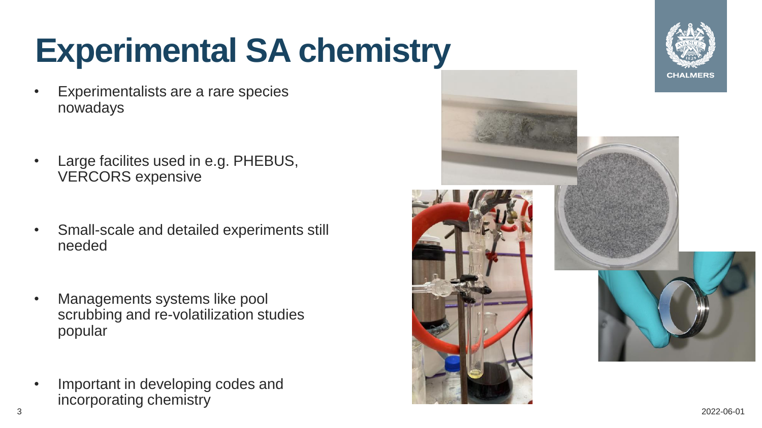# Experimental SA chemistry

- Experimentalists are a rare species nowadays
- Large facilites used in e.g. PHEBUS, VERCORS expensive
- Small-scale and detailed experiments still needed
- Managements systems like pool scrubbing and re-volatilization studies popular
- Important in developing codes and incorporating chemistry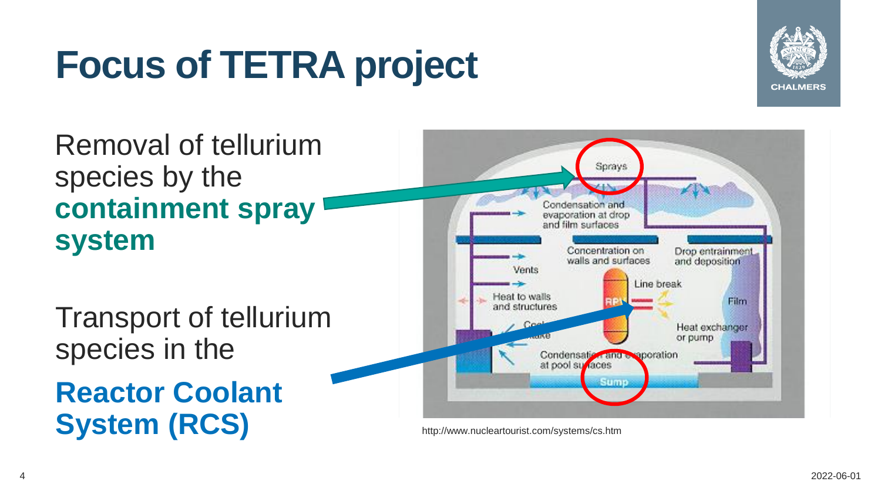# Focus of TETRA project

Removal of tellurium species by the **containment spray system**

Transport of tellurium species in the **Reactor Coolant System (RCS)**

http://www.nucleartourist.com/systems/cs.htm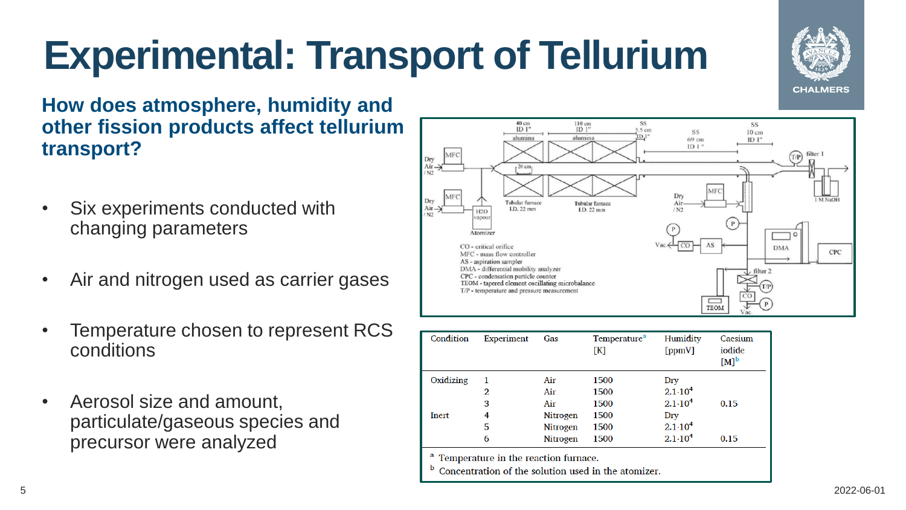# Experimental: Transport of Tellurium

**How does atmosphere, humidity and other fission products affect tellurium transport?**

- Six experiments conducted with changing parameters
- Air and nitrogen used as carrier gases
- Temperature chosen to represent RCS conditions
- Aerosol size and amount, particulate/gaseous species and precursor were analyzed

| Condition | Experiment | Gas | Temperature[a] [K] | Humidity [ppmV] | Caesium iodide [M][b] |
|---|---|---|---|---|---|
| Oxidizing | 1 | Air | 1500 | Dry | |
| | 2 | Air | 1500 | $2.1 \cdot 10^4$ | |
| | 3 | Air | 1500 | $2.1 \cdot 10^4$ | 0.15 |
| Inert | 4 | Nitrogen | 1500 | Dry | |
| | 5 | Nitrogen | 1500 | $2.1 \cdot 10^4$ | |
| | 6 | Nitrogen | 1500 | $2.1 \cdot 10^4$ | 0.15 |

[a] Temperature in the reaction furnace.
[b] Concentration of the solution used in the atomizer.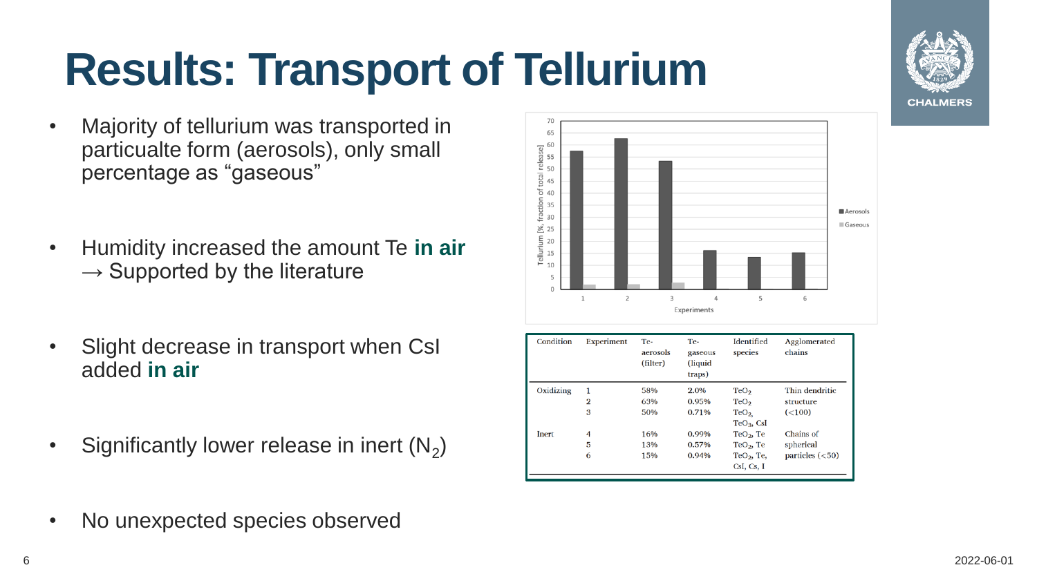# Results: Transport of Tellurium

- Majority of tellurium was transported in particualte form (aerosols), only small percentage as "gaseous"
- Humidity increased the amount Te **in air** → Supported by the literature
- Slight decrease in transport when CsI added **in air**
- Significantly lower release in inert ($N_2$)
- No unexpected species observed

| Condition | Experiment | Te-aerosols (filter) | Te-gaseous (liquid traps) | Identified species | Agglomerated chains |
|---|---|---|---|---|---|
| Oxidizing | 1 | 58% | 2.0% | $TeO_2$ | Thin dendritic structure (<100) |
| | 2 | 63% | 0.95% | $TeO_2$ | |
| | 3 | 50% | 0.71% | $TeO_2$, $TeO_3$, CsI | |
| Inert | 4 | 16% | 0.99% | $TeO_2$, Te | Chains of spherical particles (<50) |
| | 5 | 13% | 0.57% | $TeO_2$, Te | |
| | 6 | 15% | 0.94% | $TeO_2$, Te, CsI, Cs, I | |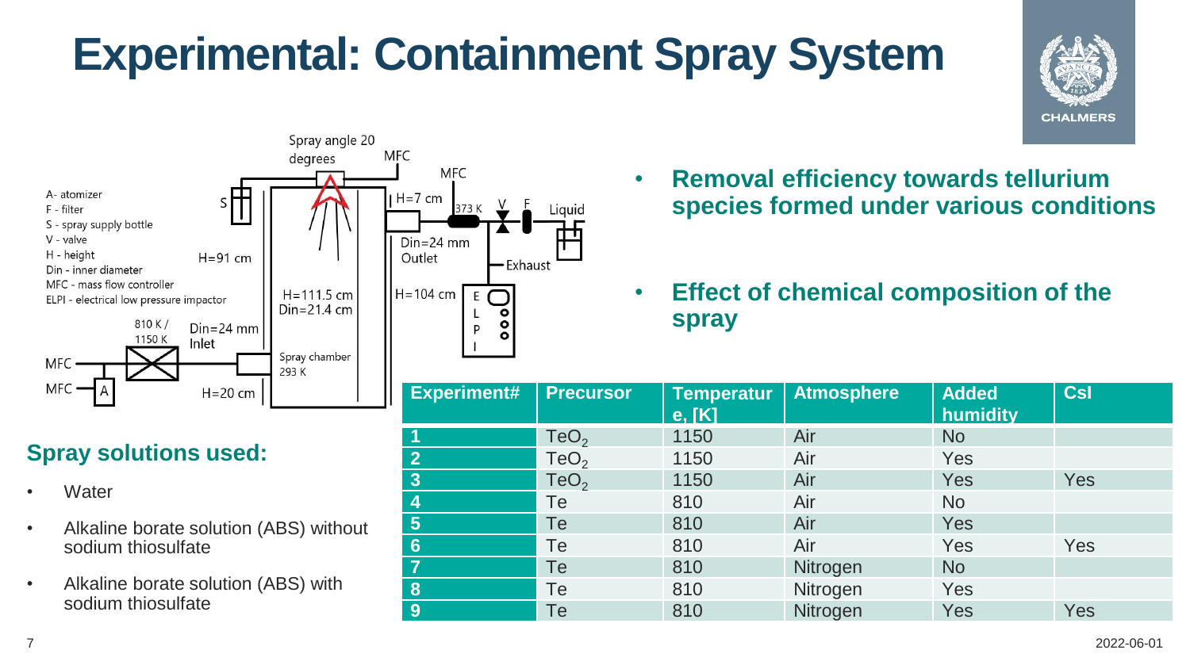# Experimental: Containment Spray System

- **Removal efficiency towards tellurium species formed under various conditions**
- **Effect of chemical composition of the spray**

A- atomizer
F - filter
S - spray supply bottle
V - valve
H - height
Din - inner diameter
MFC - mass flow controller
ELPI - electrical low pressure impactor

Spray angle 20 degrees

H=91 cm

H=111.5 cm
Din=21.4 cm

H=7 cm

373 K

Din=24 mm
Outlet

Exhaust

Liquid

H=104 cm

810 K / 1150 K

Din=24 mm
Inlet

Spray chamber
293 K

H=20 cm

## Spray solutions used:

- Water
- Alkaline borate solution (ABS) without sodium thiosulfate
- Alkaline borate solution (ABS) with sodium thiosulfate

| Experiment# | Precursor | Temperature, [K] | Atmosphere | Added humidity | CsI |
|---|---|---|---|---|---|
| 1 | $TeO_2$ | 1150 | Air | No | |
| 2 | $TeO_2$ | 1150 | Air | Yes | |
| 3 | $TeO_2$ | 1150 | Air | Yes | Yes |
| 4 | Te | 810 | Air | No | |
| 5 | Te | 810 | Air | Yes | |
| 6 | Te | 810 | Air | Yes | Yes |
| 7 | Te | 810 | Nitrogen | No | |
| 8 | Te | 810 | Nitrogen | Yes | |
| 9 | Te | 810 | Nitrogen | Yes | Yes |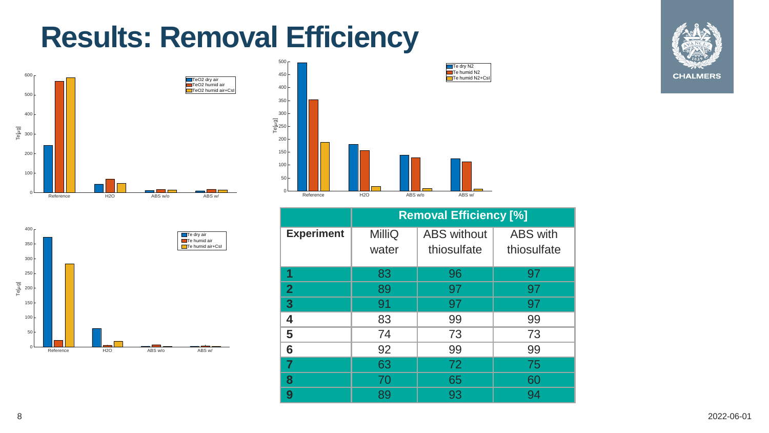# Results: Removal Efficiency

| | Removal Efficiency [%] | | |
|---|---|---|---|
| **Experiment** | MilliQ water | ABS without thiosulfate | ABS with thiosulfate |
| **1** | 83 | 96 | 97 |
| **2** | 89 | 97 | 97 |
| **3** | 91 | 97 | 97 |
| **4** | 83 | 99 | 99 |
| **5** | 74 | 73 | 73 |
| **6** | 92 | 99 | 99 |
| **7** | 63 | 72 | 75 |
| **8** | 70 | 65 | 60 |
| **9** | 89 | 93 | 94 |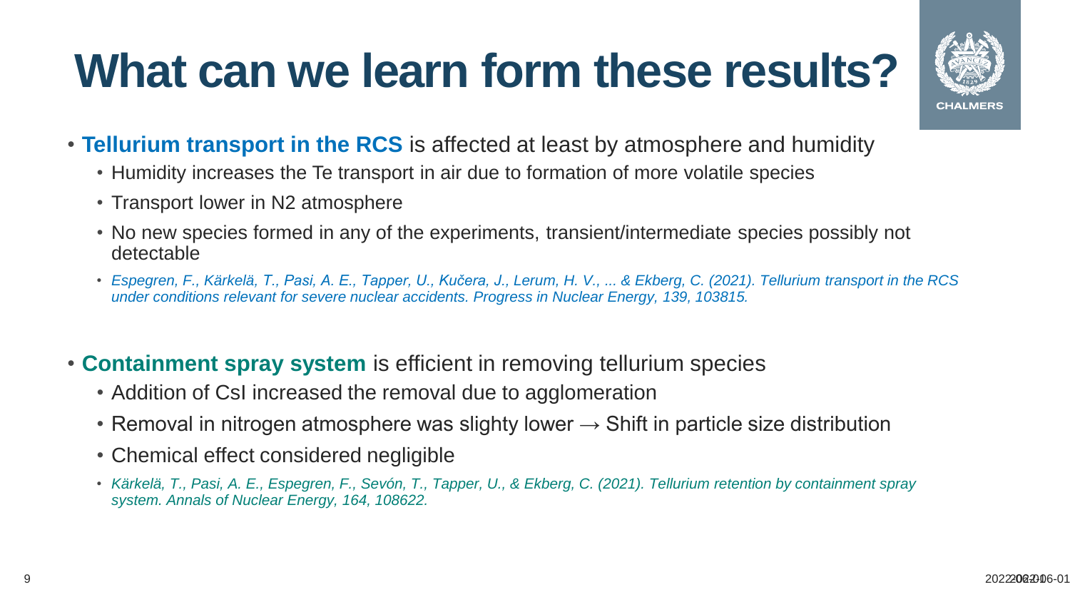# What can we learn form these results?

- **Tellurium transport in the RCS** is affected at least by atmosphere and humidity
  - Humidity increases the Te transport in air due to formation of more volatile species
  - Transport lower in $N_2$ atmosphere
  - No new species formed in any of the experiments, transient/intermediate species possibly not detectable
  - *Espegren, F., Kärkelä, T., Pasi, A. E., Tapper, U., Kučera, J., Lerum, H. V., ... & Ekberg, C. (2021). Tellurium transport in the RCS under conditions relevant for severe nuclear accidents. Progress in Nuclear Energy, 139, 103815.*

- **Containment spray system** is efficient in removing tellurium species
  - Addition of CsI increased the removal due to agglomeration
  - Removal in nitrogen atmosphere was slighty lower → Shift in particle size distribution
  - Chemical effect considered negligible
  - *Kärkelä, T., Pasi, A. E., Espegren, F., Sevón, T., Tapper, U., & Ekberg, C. (2021). Tellurium retention by containment spray system. Annals of Nuclear Energy, 164, 108622.*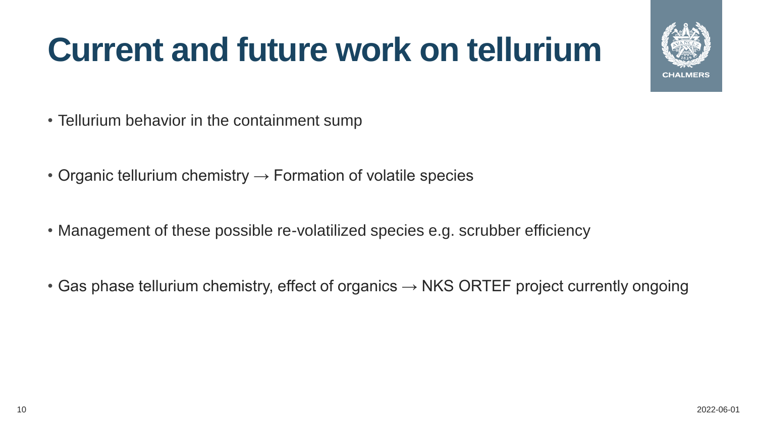# Current and future work on tellurium

- Tellurium behavior in the containment sump
- Organic tellurium chemistry → Formation of volatile species
- Management of these possible re-volatilized species e.g. scrubber efficiency
- Gas phase tellurium chemistry, effect of organics → NKS ORTEF project currently ongoing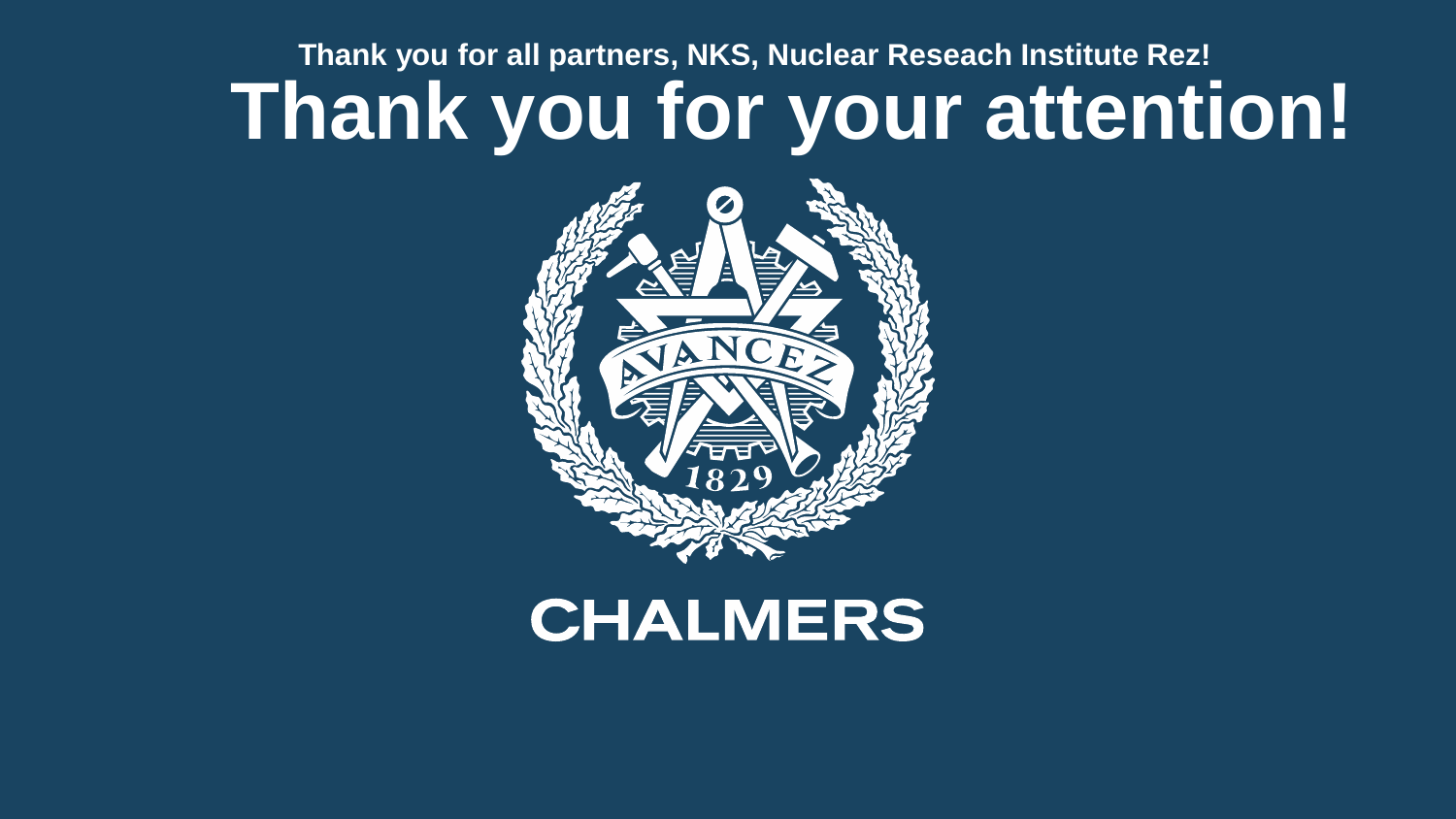**Thank you for all partners, NKS, Nuclear Reseach Institute Rez!**

# Thank you for your attention!

CHALMERS